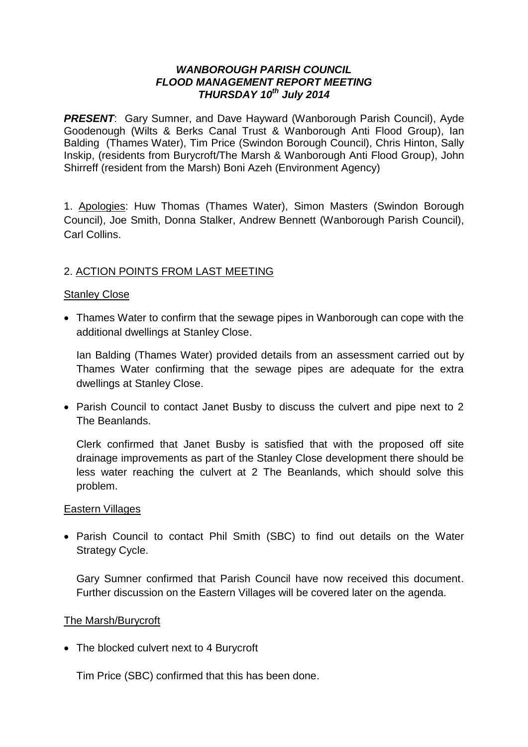***WANBOROUGH PARISH COUNCIL***
***FLOOD MANAGEMENT REPORT MEETING***
***THURSDAY 10th July 2014***

***PRESENT***: Gary Sumner, and Dave Hayward (Wanborough Parish Council), Ayde Goodenough (Wilts & Berks Canal Trust & Wanborough Anti Flood Group), Ian Balding (Thames Water), Tim Price (Swindon Borough Council), Chris Hinton, Sally Inskip, (residents from Burycroft/The Marsh & Wanborough Anti Flood Group), John Shirreff (resident from the Marsh) Boni Azeh (Environment Agency)

1. Apologies: Huw Thomas (Thames Water), Simon Masters (Swindon Borough Council), Joe Smith, Donna Stalker, Andrew Bennett (Wanborough Parish Council), Carl Collins.

2. ACTION POINTS FROM LAST MEETING

Stanley Close

- Thames Water to confirm that the sewage pipes in Wanborough can cope with the additional dwellings at Stanley Close.

  Ian Balding (Thames Water) provided details from an assessment carried out by Thames Water confirming that the sewage pipes are adequate for the extra dwellings at Stanley Close.

- Parish Council to contact Janet Busby to discuss the culvert and pipe next to 2 The Beanlands.

  Clerk confirmed that Janet Busby is satisfied that with the proposed off site drainage improvements as part of the Stanley Close development there should be less water reaching the culvert at 2 The Beanlands, which should solve this problem.

Eastern Villages

- Parish Council to contact Phil Smith (SBC) to find out details on the Water Strategy Cycle.

  Gary Sumner confirmed that Parish Council have now received this document. Further discussion on the Eastern Villages will be covered later on the agenda.

The Marsh/Burycroft

- The blocked culvert next to 4 Burycroft

  Tim Price (SBC) confirmed that this has been done.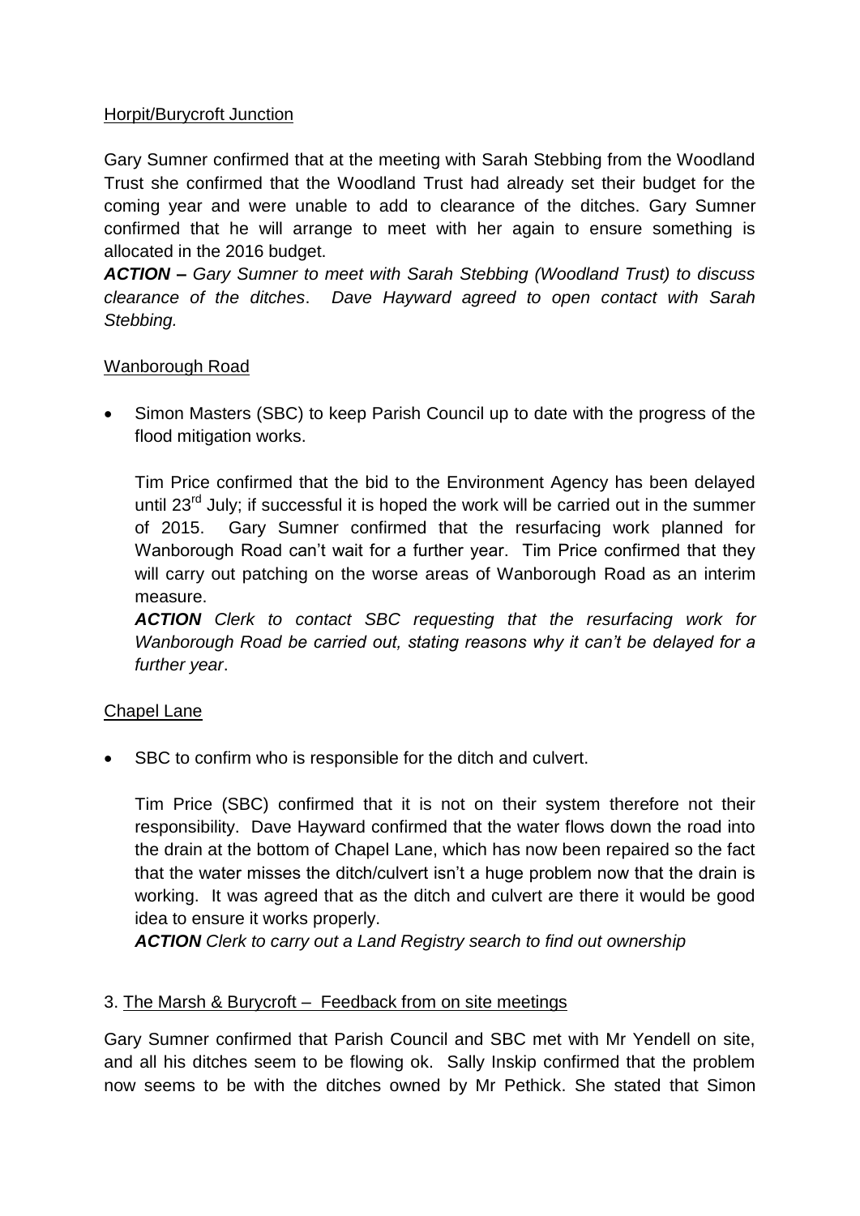Horpit/Burycroft Junction

Gary Sumner confirmed that at the meeting with Sarah Stebbing from the Woodland Trust she confirmed that the Woodland Trust had already set their budget for the coming year and were unable to add to clearance of the ditches. Gary Sumner confirmed that he will arrange to meet with her again to ensure something is allocated in the 2016 budget.

***ACTION –*** *Gary Sumner to meet with Sarah Stebbing (Woodland Trust) to discuss clearance of the ditches*. *Dave Hayward agreed to open contact with Sarah Stebbing.*

Wanborough Road

- Simon Masters (SBC) to keep Parish Council up to date with the progress of the flood mitigation works.

  Tim Price confirmed that the bid to the Environment Agency has been delayed until 23rd July; if successful it is hoped the work will be carried out in the summer of 2015. Gary Sumner confirmed that the resurfacing work planned for Wanborough Road can't wait for a further year. Tim Price confirmed that they will carry out patching on the worse areas of Wanborough Road as an interim measure.

  ***ACTION*** *Clerk to contact SBC requesting that the resurfacing work for Wanborough Road be carried out, stating reasons why it can't be delayed for a further year*.

Chapel Lane

- SBC to confirm who is responsible for the ditch and culvert.

  Tim Price (SBC) confirmed that it is not on their system therefore not their responsibility. Dave Hayward confirmed that the water flows down the road into the drain at the bottom of Chapel Lane, which has now been repaired so the fact that the water misses the ditch/culvert isn't a huge problem now that the drain is working. It was agreed that as the ditch and culvert are there it would be good idea to ensure it works properly.

  ***ACTION*** *Clerk to carry out a Land Registry search to find out ownership*

3. The Marsh & Burycroft – Feedback from on site meetings

Gary Sumner confirmed that Parish Council and SBC met with Mr Yendell on site, and all his ditches seem to be flowing ok. Sally Inskip confirmed that the problem now seems to be with the ditches owned by Mr Pethick. She stated that Simon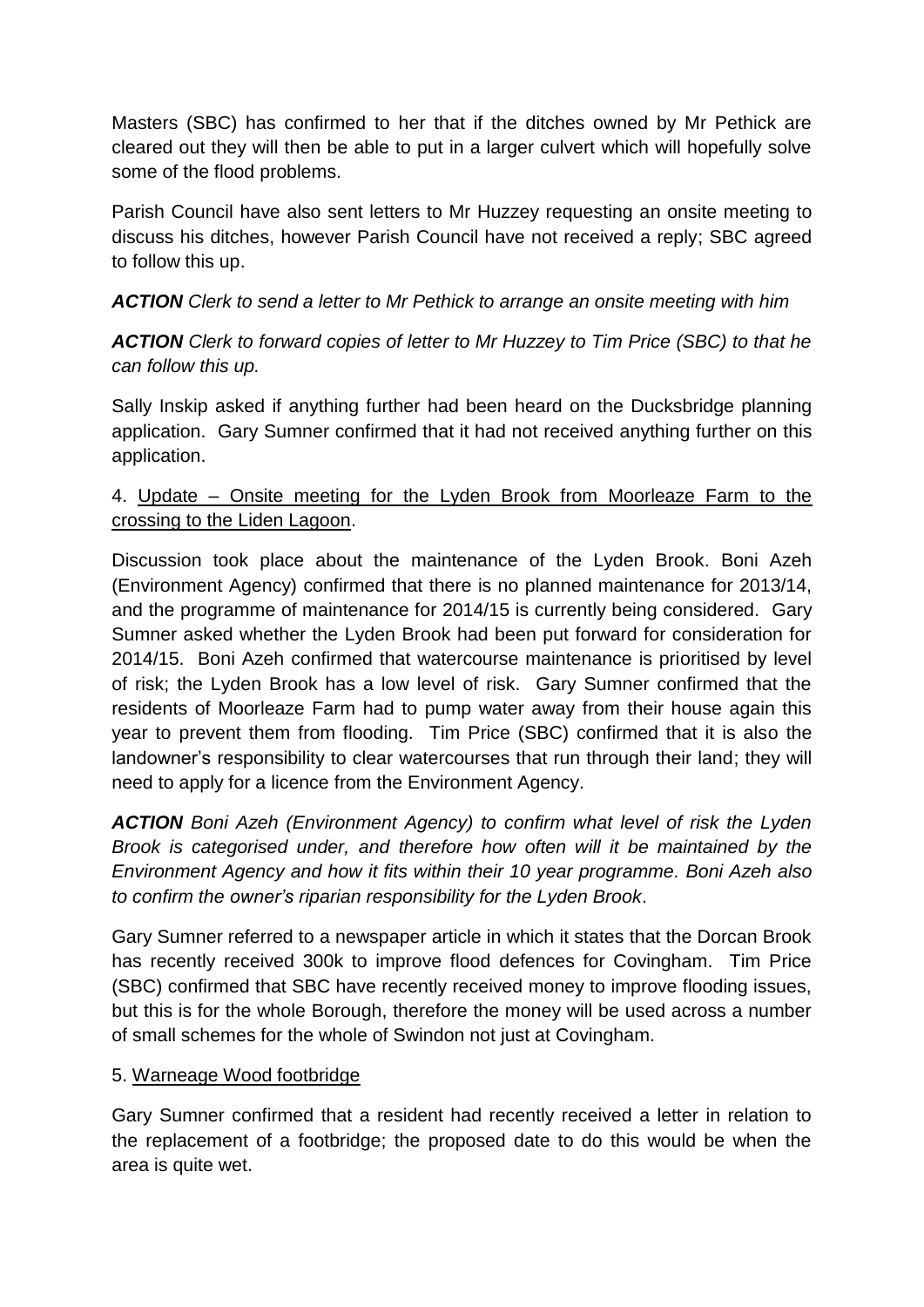Masters (SBC) has confirmed to her that if the ditches owned by Mr Pethick are cleared out they will then be able to put in a larger culvert which will hopefully solve some of the flood problems.

Parish Council have also sent letters to Mr Huzzey requesting an onsite meeting to discuss his ditches, however Parish Council have not received a reply; SBC agreed to follow this up.

***ACTION*** *Clerk to send a letter to Mr Pethick to arrange an onsite meeting with him*

***ACTION*** *Clerk to forward copies of letter to Mr Huzzey to Tim Price (SBC) to that he can follow this up.*

Sally Inskip asked if anything further had been heard on the Ducksbridge planning application. Gary Sumner confirmed that it had not received anything further on this application.

4. <u>Update – Onsite meeting for the Lyden Brook from Moorleaze Farm to the crossing to the Liden Lagoon</u>.

Discussion took place about the maintenance of the Lyden Brook. Boni Azeh (Environment Agency) confirmed that there is no planned maintenance for 2013/14, and the programme of maintenance for 2014/15 is currently being considered. Gary Sumner asked whether the Lyden Brook had been put forward for consideration for 2014/15. Boni Azeh confirmed that watercourse maintenance is prioritised by level of risk; the Lyden Brook has a low level of risk. Gary Sumner confirmed that the residents of Moorleaze Farm had to pump water away from their house again this year to prevent them from flooding. Tim Price (SBC) confirmed that it is also the landowner's responsibility to clear watercourses that run through their land; they will need to apply for a licence from the Environment Agency.

***ACTION*** *Boni Azeh (Environment Agency) to confirm what level of risk the Lyden Brook is categorised under, and therefore how often will it be maintained by the Environment Agency and how it fits within their 10 year programme. Boni Azeh also to confirm the owner's riparian responsibility for the Lyden Brook*.

Gary Sumner referred to a newspaper article in which it states that the Dorcan Brook has recently received 300k to improve flood defences for Covingham. Tim Price (SBC) confirmed that SBC have recently received money to improve flooding issues, but this is for the whole Borough, therefore the money will be used across a number of small schemes for the whole of Swindon not just at Covingham.

5. <u>Warneage Wood footbridge</u>

Gary Sumner confirmed that a resident had recently received a letter in relation to the replacement of a footbridge; the proposed date to do this would be when the area is quite wet.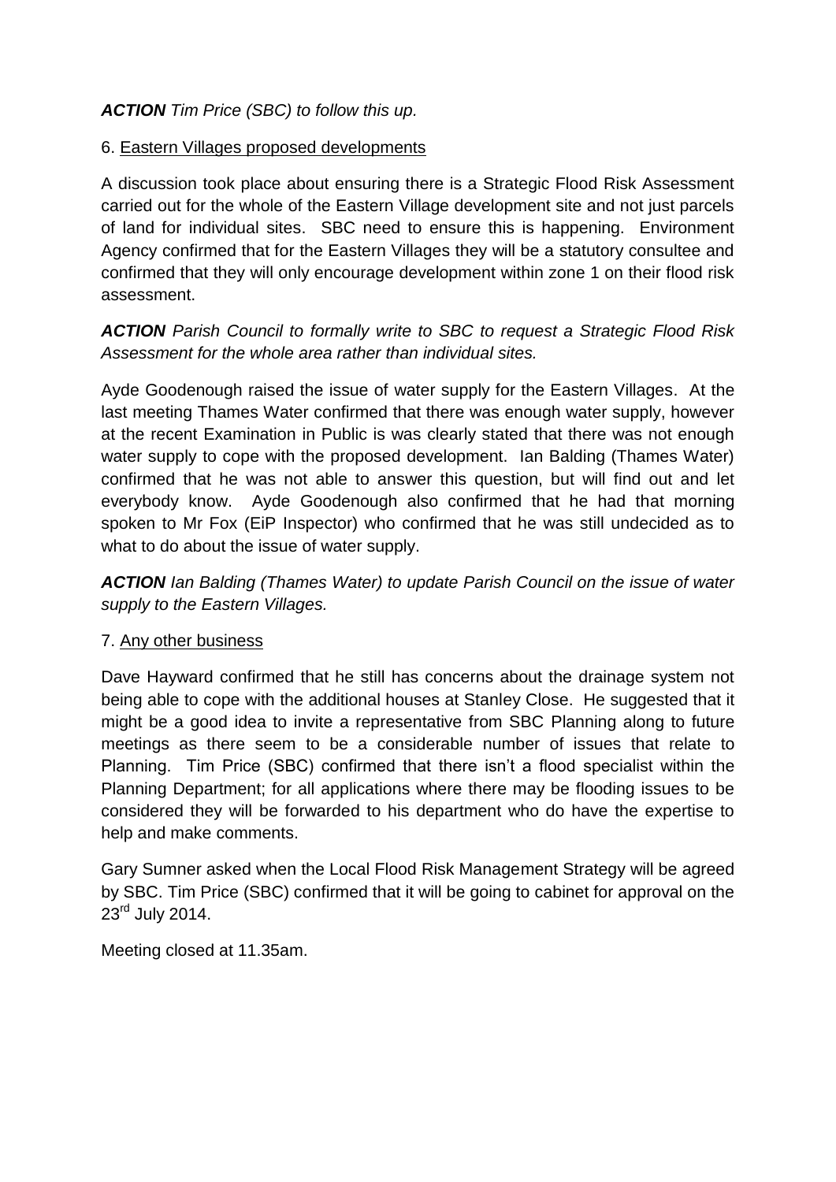***ACTION*** *Tim Price (SBC) to follow this up.*

6. Eastern Villages proposed developments

A discussion took place about ensuring there is a Strategic Flood Risk Assessment carried out for the whole of the Eastern Village development site and not just parcels of land for individual sites. SBC need to ensure this is happening. Environment Agency confirmed that for the Eastern Villages they will be a statutory consultee and confirmed that they will only encourage development within zone 1 on their flood risk assessment.

***ACTION*** *Parish Council to formally write to SBC to request a Strategic Flood Risk Assessment for the whole area rather than individual sites.*

Ayde Goodenough raised the issue of water supply for the Eastern Villages. At the last meeting Thames Water confirmed that there was enough water supply, however at the recent Examination in Public is was clearly stated that there was not enough water supply to cope with the proposed development. Ian Balding (Thames Water) confirmed that he was not able to answer this question, but will find out and let everybody know. Ayde Goodenough also confirmed that he had that morning spoken to Mr Fox (EiP Inspector) who confirmed that he was still undecided as to what to do about the issue of water supply.

***ACTION*** *Ian Balding (Thames Water) to update Parish Council on the issue of water supply to the Eastern Villages.*

7. Any other business

Dave Hayward confirmed that he still has concerns about the drainage system not being able to cope with the additional houses at Stanley Close. He suggested that it might be a good idea to invite a representative from SBC Planning along to future meetings as there seem to be a considerable number of issues that relate to Planning. Tim Price (SBC) confirmed that there isn't a flood specialist within the Planning Department; for all applications where there may be flooding issues to be considered they will be forwarded to his department who do have the expertise to help and make comments.

Gary Sumner asked when the Local Flood Risk Management Strategy will be agreed by SBC. Tim Price (SBC) confirmed that it will be going to cabinet for approval on the 23rd July 2014.

Meeting closed at 11.35am.